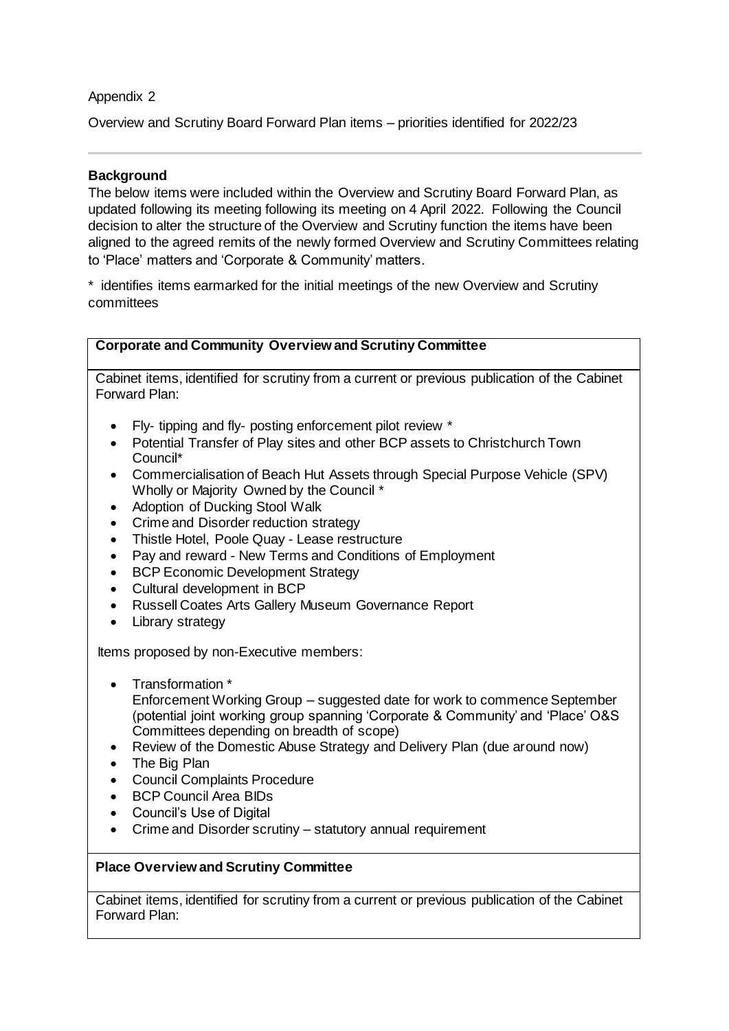Appendix 2

Overview and Scrutiny Board Forward Plan items – priorities identified for 2022/23

---

**Background**

The below items were included within the Overview and Scrutiny Board Forward Plan, as updated following its meeting following its meeting on 4 April 2022. Following the Council decision to alter the structure of the Overview and Scrutiny function the items have been aligned to the agreed remits of the newly formed Overview and Scrutiny Committees relating to 'Place' matters and 'Corporate & Community' matters.

* identifies items earmarked for the initial meetings of the new Overview and Scrutiny committees

**Corporate and Community Overview and Scrutiny Committee**

Cabinet items, identified for scrutiny from a current or previous publication of the Cabinet Forward Plan:

- Fly- tipping and fly- posting enforcement pilot review *
- Potential Transfer of Play sites and other BCP assets to Christchurch Town Council*
- Commercialisation of Beach Hut Assets through Special Purpose Vehicle (SPV) Wholly or Majority Owned by the Council *
- Adoption of Ducking Stool Walk
- Crime and Disorder reduction strategy
- Thistle Hotel, Poole Quay - Lease restructure
- Pay and reward - New Terms and Conditions of Employment
- BCP Economic Development Strategy
- Cultural development in BCP
- Russell Coates Arts Gallery Museum Governance Report
- Library strategy

Items proposed by non-Executive members:

- Transformation *
  Enforcement Working Group – suggested date for work to commence September (potential joint working group spanning 'Corporate & Community' and 'Place' O&S Committees depending on breadth of scope)
- Review of the Domestic Abuse Strategy and Delivery Plan (due around now)
- The Big Plan
- Council Complaints Procedure
- BCP Council Area BIDs
- Council's Use of Digital
- Crime and Disorder scrutiny – statutory annual requirement

**Place Overview and Scrutiny Committee**

Cabinet items, identified for scrutiny from a current or previous publication of the Cabinet Forward Plan: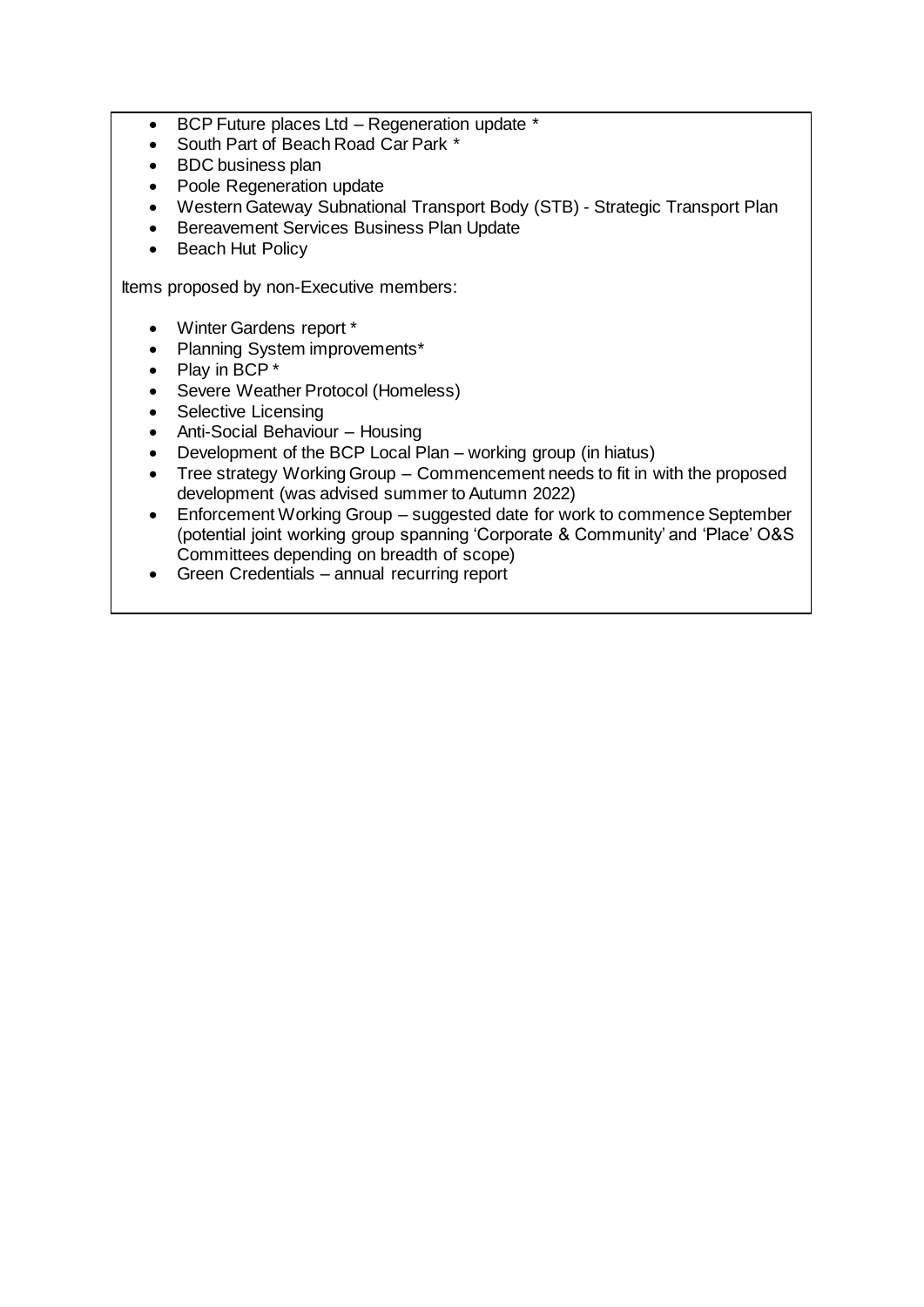- BCP Future places Ltd – Regeneration update *
- South Part of Beach Road Car Park *
- BDC business plan
- Poole Regeneration update
- Western Gateway Subnational Transport Body (STB) - Strategic Transport Plan
- Bereavement Services Business Plan Update
- Beach Hut Policy

Items proposed by non-Executive members:

- Winter Gardens report *
- Planning System improvements*
- Play in BCP *
- Severe Weather Protocol (Homeless)
- Selective Licensing
- Anti-Social Behaviour – Housing
- Development of the BCP Local Plan – working group (in hiatus)
- Tree strategy Working Group – Commencement needs to fit in with the proposed development (was advised summer to Autumn 2022)
- Enforcement Working Group – suggested date for work to commence September (potential joint working group spanning 'Corporate & Community' and 'Place' O&S Committees depending on breadth of scope)
- Green Credentials – annual recurring report